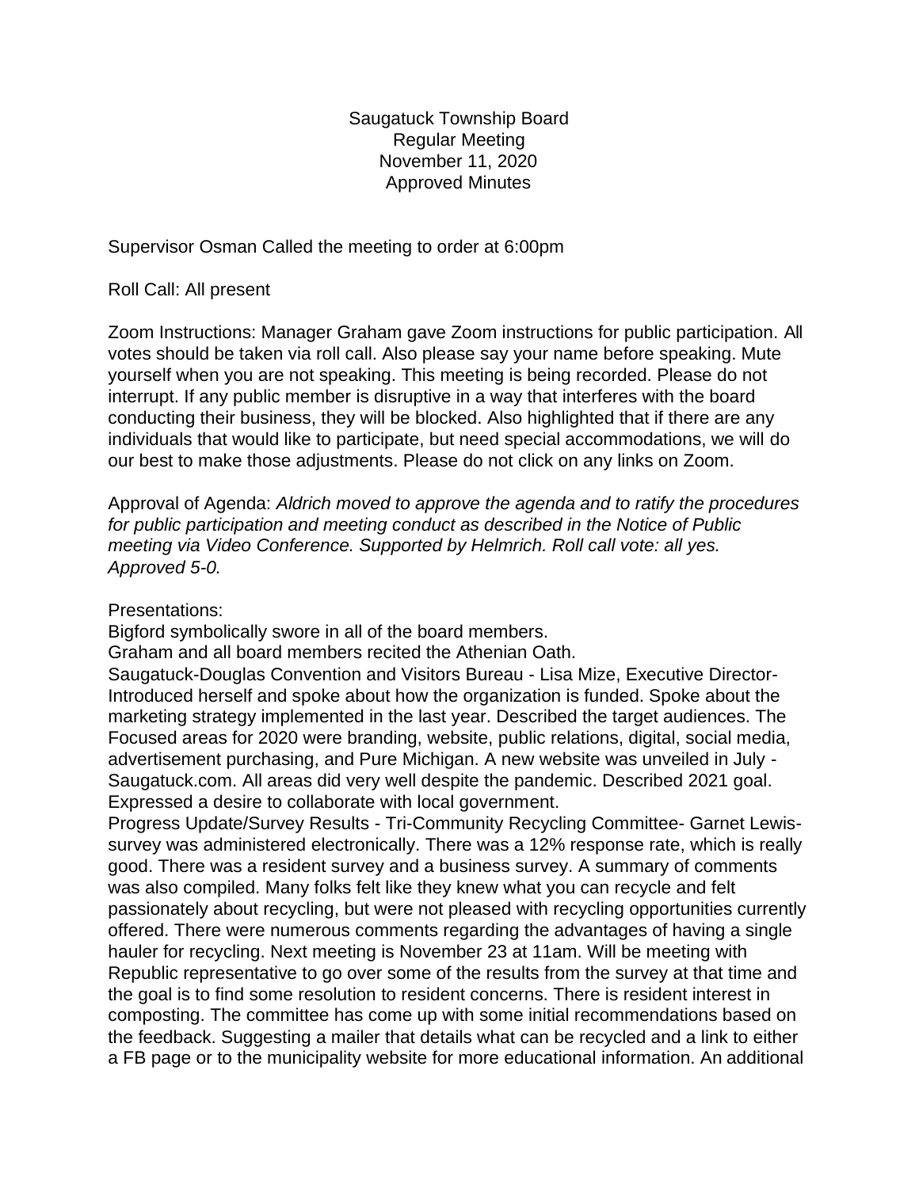Saugatuck Township Board
Regular Meeting
November 11, 2020
Approved Minutes

Supervisor Osman Called the meeting to order at 6:00pm

Roll Call: All present

Zoom Instructions: Manager Graham gave Zoom instructions for public participation. All votes should be taken via roll call. Also please say your name before speaking. Mute yourself when you are not speaking. This meeting is being recorded. Please do not interrupt. If any public member is disruptive in a way that interferes with the board conducting their business, they will be blocked. Also highlighted that if there are any individuals that would like to participate, but need special accommodations, we will do our best to make those adjustments. Please do not click on any links on Zoom.

Approval of Agenda: *Aldrich moved to approve the agenda and to ratify the procedures for public participation and meeting conduct as described in the Notice of Public meeting via Video Conference. Supported by Helmrich. Roll call vote: all yes. Approved 5-0.*

Presentations:
Bigford symbolically swore in all of the board members.
Graham and all board members recited the Athenian Oath.
Saugatuck-Douglas Convention and Visitors Bureau - Lisa Mize, Executive Director- Introduced herself and spoke about how the organization is funded. Spoke about the marketing strategy implemented in the last year. Described the target audiences. The Focused areas for 2020 were branding, website, public relations, digital, social media, advertisement purchasing, and Pure Michigan. A new website was unveiled in July - Saugatuck.com. All areas did very well despite the pandemic. Described 2021 goal. Expressed a desire to collaborate with local government.
Progress Update/Survey Results - Tri-Community Recycling Committee- Garnet Lewis- survey was administered electronically. There was a 12% response rate, which is really good. There was a resident survey and a business survey. A summary of comments was also compiled. Many folks felt like they knew what you can recycle and felt passionately about recycling, but were not pleased with recycling opportunities currently offered. There were numerous comments regarding the advantages of having a single hauler for recycling. Next meeting is November 23 at 11am. Will be meeting with Republic representative to go over some of the results from the survey at that time and the goal is to find some resolution to resident concerns. There is resident interest in composting. The committee has come up with some initial recommendations based on the feedback. Suggesting a mailer that details what can be recycled and a link to either a FB page or to the municipality website for more educational information. An additional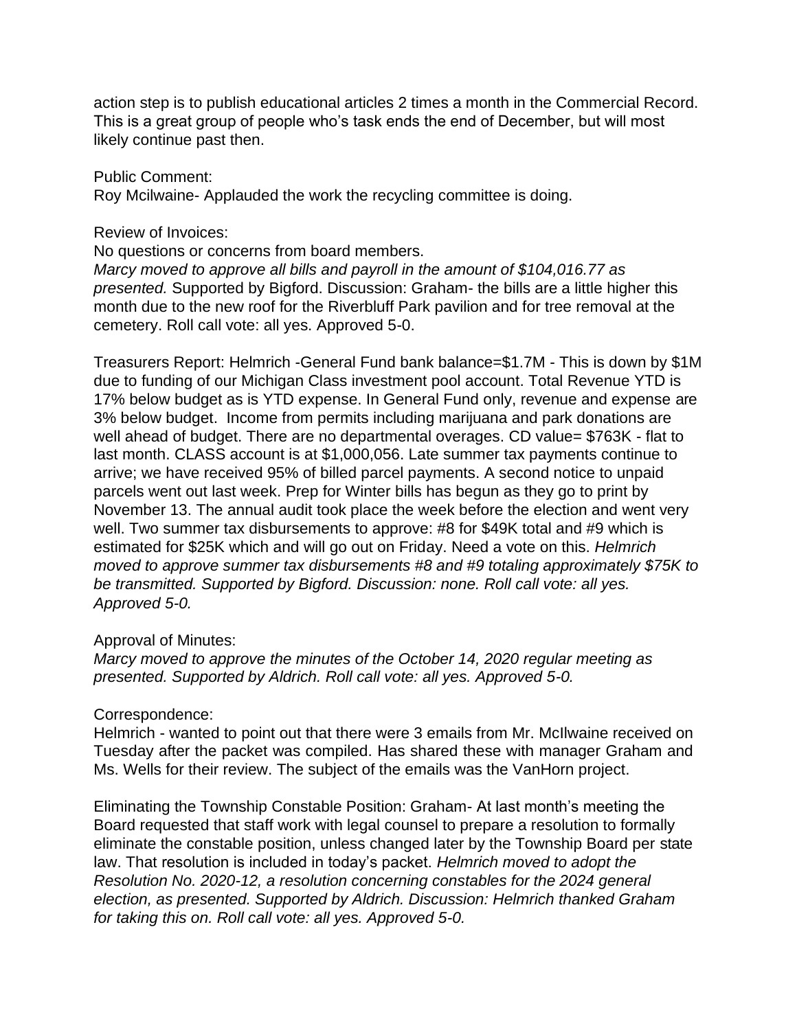action step is to publish educational articles 2 times a month in the Commercial Record. This is a great group of people who's task ends the end of December, but will most likely continue past then.

Public Comment:
Roy Mcilwaine- Applauded the work the recycling committee is doing.

Review of Invoices:
No questions or concerns from board members.
*Marcy moved to approve all bills and payroll in the amount of $104,016.77 as presented.* Supported by Bigford. Discussion: Graham- the bills are a little higher this month due to the new roof for the Riverbluff Park pavilion and for tree removal at the cemetery. Roll call vote: all yes. Approved 5-0.

Treasurers Report: Helmrich -General Fund bank balance=$1.7M - This is down by $1M due to funding of our Michigan Class investment pool account. Total Revenue YTD is 17% below budget as is YTD expense. In General Fund only, revenue and expense are 3% below budget. Income from permits including marijuana and park donations are well ahead of budget. There are no departmental overages. CD value= $763K - flat to last month. CLASS account is at $1,000,056. Late summer tax payments continue to arrive; we have received 95% of billed parcel payments. A second notice to unpaid parcels went out last week. Prep for Winter bills has begun as they go to print by November 13. The annual audit took place the week before the election and went very well. Two summer tax disbursements to approve: #8 for $49K total and #9 which is estimated for $25K which and will go out on Friday. Need a vote on this. *Helmrich moved to approve summer tax disbursements #8 and #9 totaling approximately $75K to be transmitted. Supported by Bigford. Discussion: none. Roll call vote: all yes. Approved 5-0.*

Approval of Minutes:
*Marcy moved to approve the minutes of the October 14, 2020 regular meeting as presented. Supported by Aldrich. Roll call vote: all yes. Approved 5-0.*

Correspondence:
Helmrich - wanted to point out that there were 3 emails from Mr. McIlwaine received on Tuesday after the packet was compiled. Has shared these with manager Graham and Ms. Wells for their review. The subject of the emails was the VanHorn project.

Eliminating the Township Constable Position: Graham- At last month's meeting the Board requested that staff work with legal counsel to prepare a resolution to formally eliminate the constable position, unless changed later by the Township Board per state law. That resolution is included in today's packet. *Helmrich moved to adopt the Resolution No. 2020-12, a resolution concerning constables for the 2024 general election, as presented. Supported by Aldrich. Discussion: Helmrich thanked Graham for taking this on. Roll call vote: all yes. Approved 5-0.*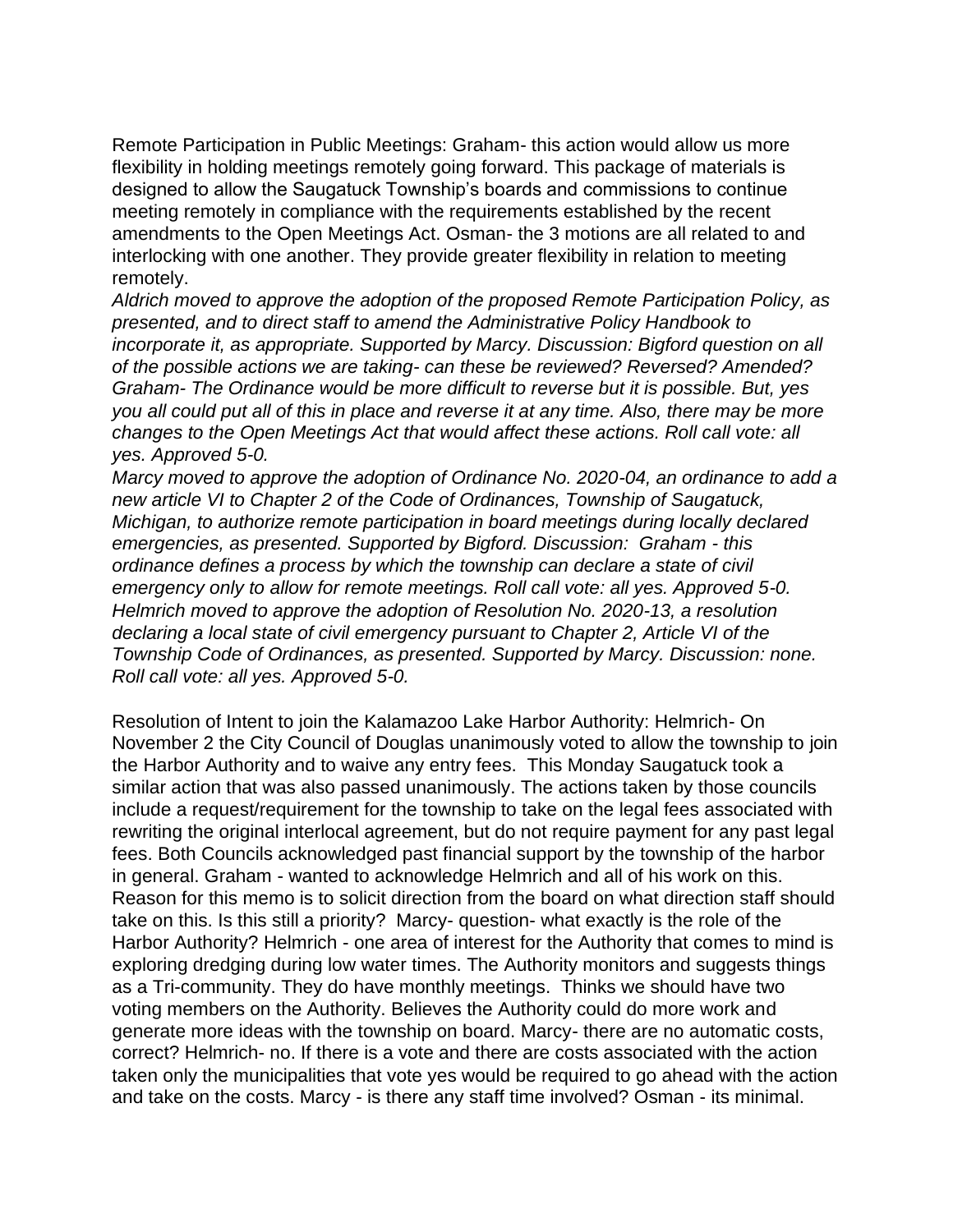Remote Participation in Public Meetings: Graham- this action would allow us more flexibility in holding meetings remotely going forward. This package of materials is designed to allow the Saugatuck Township's boards and commissions to continue meeting remotely in compliance with the requirements established by the recent amendments to the Open Meetings Act. Osman- the 3 motions are all related to and interlocking with one another. They provide greater flexibility in relation to meeting remotely.

*Aldrich moved to approve the adoption of the proposed Remote Participation Policy, as presented, and to direct staff to amend the Administrative Policy Handbook to incorporate it, as appropriate. Supported by Marcy. Discussion: Bigford question on all of the possible actions we are taking- can these be reviewed? Reversed? Amended? Graham- The Ordinance would be more difficult to reverse but it is possible. But, yes you all could put all of this in place and reverse it at any time. Also, there may be more changes to the Open Meetings Act that would affect these actions. Roll call vote: all yes. Approved 5-0.*

*Marcy moved to approve the adoption of Ordinance No. 2020-04, an ordinance to add a new article VI to Chapter 2 of the Code of Ordinances, Township of Saugatuck, Michigan, to authorize remote participation in board meetings during locally declared emergencies, as presented. Supported by Bigford. Discussion: Graham - this ordinance defines a process by which the township can declare a state of civil emergency only to allow for remote meetings. Roll call vote: all yes. Approved 5-0.*

*Helmrich moved to approve the adoption of Resolution No. 2020-13, a resolution declaring a local state of civil emergency pursuant to Chapter 2, Article VI of the Township Code of Ordinances, as presented. Supported by Marcy. Discussion: none. Roll call vote: all yes. Approved 5-0.*

Resolution of Intent to join the Kalamazoo Lake Harbor Authority: Helmrich- On November 2 the City Council of Douglas unanimously voted to allow the township to join the Harbor Authority and to waive any entry fees. This Monday Saugatuck took a similar action that was also passed unanimously. The actions taken by those councils include a request/requirement for the township to take on the legal fees associated with rewriting the original interlocal agreement, but do not require payment for any past legal fees. Both Councils acknowledged past financial support by the township of the harbor in general. Graham - wanted to acknowledge Helmrich and all of his work on this. Reason for this memo is to solicit direction from the board on what direction staff should take on this. Is this still a priority? Marcy- question- what exactly is the role of the Harbor Authority? Helmrich - one area of interest for the Authority that comes to mind is exploring dredging during low water times. The Authority monitors and suggests things as a Tri-community. They do have monthly meetings. Thinks we should have two voting members on the Authority. Believes the Authority could do more work and generate more ideas with the township on board. Marcy- there are no automatic costs, correct? Helmrich- no. If there is a vote and there are costs associated with the action taken only the municipalities that vote yes would be required to go ahead with the action and take on the costs. Marcy - is there any staff time involved? Osman - its minimal.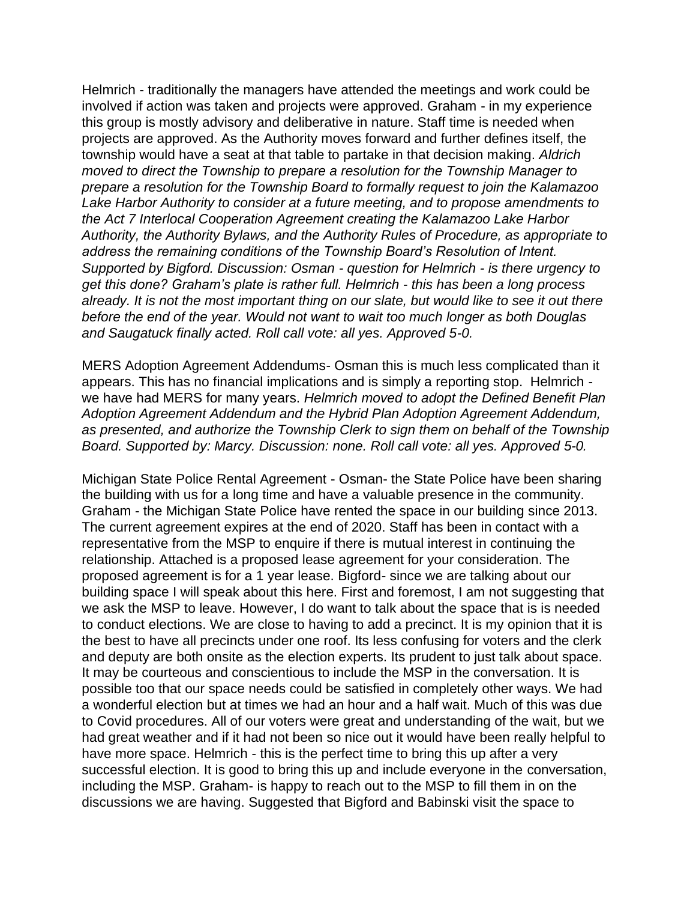Helmrich - traditionally the managers have attended the meetings and work could be involved if action was taken and projects were approved. Graham - in my experience this group is mostly advisory and deliberative in nature. Staff time is needed when projects are approved. As the Authority moves forward and further defines itself, the township would have a seat at that table to partake in that decision making. *Aldrich moved to direct the Township to prepare a resolution for the Township Manager to prepare a resolution for the Township Board to formally request to join the Kalamazoo Lake Harbor Authority to consider at a future meeting, and to propose amendments to the Act 7 Interlocal Cooperation Agreement creating the Kalamazoo Lake Harbor Authority, the Authority Bylaws, and the Authority Rules of Procedure, as appropriate to address the remaining conditions of the Township Board's Resolution of Intent. Supported by Bigford. Discussion: Osman - question for Helmrich - is there urgency to get this done? Graham's plate is rather full. Helmrich - this has been a long process already. It is not the most important thing on our slate, but would like to see it out there before the end of the year. Would not want to wait too much longer as both Douglas and Saugatuck finally acted. Roll call vote: all yes. Approved 5-0.*

MERS Adoption Agreement Addendums- Osman this is much less complicated than it appears. This has no financial implications and is simply a reporting stop. Helmrich - we have had MERS for many years. *Helmrich moved to adopt the Defined Benefit Plan Adoption Agreement Addendum and the Hybrid Plan Adoption Agreement Addendum, as presented, and authorize the Township Clerk to sign them on behalf of the Township Board. Supported by: Marcy. Discussion: none. Roll call vote: all yes. Approved 5-0.*

Michigan State Police Rental Agreement - Osman- the State Police have been sharing the building with us for a long time and have a valuable presence in the community. Graham - the Michigan State Police have rented the space in our building since 2013. The current agreement expires at the end of 2020. Staff has been in contact with a representative from the MSP to enquire if there is mutual interest in continuing the relationship. Attached is a proposed lease agreement for your consideration. The proposed agreement is for a 1 year lease. Bigford- since we are talking about our building space I will speak about this here. First and foremost, I am not suggesting that we ask the MSP to leave. However, I do want to talk about the space that is is needed to conduct elections. We are close to having to add a precinct. It is my opinion that it is the best to have all precincts under one roof. Its less confusing for voters and the clerk and deputy are both onsite as the election experts. Its prudent to just talk about space. It may be courteous and conscientious to include the MSP in the conversation. It is possible too that our space needs could be satisfied in completely other ways. We had a wonderful election but at times we had an hour and a half wait. Much of this was due to Covid procedures. All of our voters were great and understanding of the wait, but we had great weather and if it had not been so nice out it would have been really helpful to have more space. Helmrich - this is the perfect time to bring this up after a very successful election. It is good to bring this up and include everyone in the conversation, including the MSP. Graham- is happy to reach out to the MSP to fill them in on the discussions we are having. Suggested that Bigford and Babinski visit the space to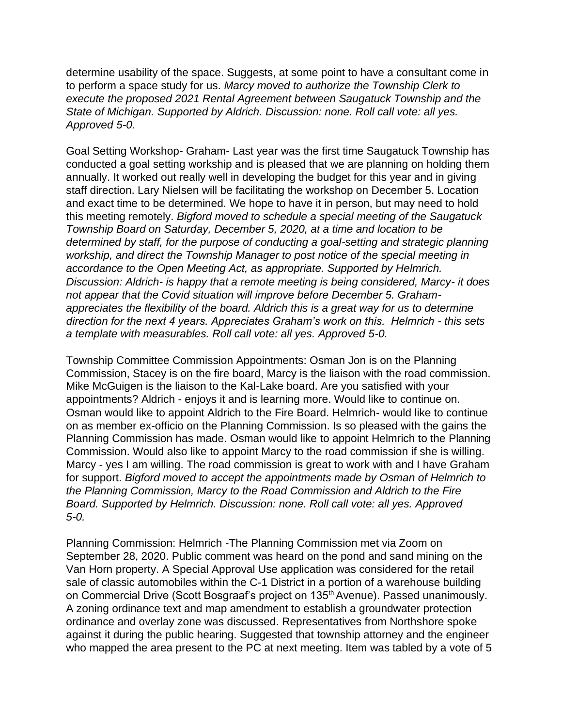determine usability of the space. Suggests, at some point to have a consultant come in to perform a space study for us. *Marcy moved to authorize the Township Clerk to execute the proposed 2021 Rental Agreement between Saugatuck Township and the State of Michigan. Supported by Aldrich. Discussion: none. Roll call vote: all yes. Approved 5-0.*

Goal Setting Workshop- Graham- Last year was the first time Saugatuck Township has conducted a goal setting workshop and is pleased that we are planning on holding them annually. It worked out really well in developing the budget for this year and in giving staff direction. Lary Nielsen will be facilitating the workshop on December 5. Location and exact time to be determined. We hope to have it in person, but may need to hold this meeting remotely. *Bigford moved to schedule a special meeting of the Saugatuck Township Board on Saturday, December 5, 2020, at a time and location to be determined by staff, for the purpose of conducting a goal-setting and strategic planning workshop, and direct the Township Manager to post notice of the special meeting in accordance to the Open Meeting Act, as appropriate. Supported by Helmrich. Discussion: Aldrich- is happy that a remote meeting is being considered, Marcy- it does not appear that the Covid situation will improve before December 5. Graham- appreciates the flexibility of the board. Aldrich this is a great way for us to determine direction for the next 4 years. Appreciates Graham's work on this. Helmrich - this sets a template with measurables. Roll call vote: all yes. Approved 5-0.*

Township Committee Commission Appointments: Osman Jon is on the Planning Commission, Stacey is on the fire board, Marcy is the liaison with the road commission. Mike McGuigen is the liaison to the Kal-Lake board. Are you satisfied with your appointments? Aldrich - enjoys it and is learning more. Would like to continue on. Osman would like to appoint Aldrich to the Fire Board. Helmrich- would like to continue on as member ex-officio on the Planning Commission. Is so pleased with the gains the Planning Commission has made. Osman would like to appoint Helmrich to the Planning Commission. Would also like to appoint Marcy to the road commission if she is willing. Marcy - yes I am willing. The road commission is great to work with and I have Graham for support. *Bigford moved to accept the appointments made by Osman of Helmrich to the Planning Commission, Marcy to the Road Commission and Aldrich to the Fire Board. Supported by Helmrich. Discussion: none. Roll call vote: all yes. Approved 5-0.*

Planning Commission: Helmrich -The Planning Commission met via Zoom on September 28, 2020. Public comment was heard on the pond and sand mining on the Van Horn property. A Special Approval Use application was considered for the retail sale of classic automobiles within the C-1 District in a portion of a warehouse building on Commercial Drive (Scott Bosgraaf's project on 135th Avenue). Passed unanimously. A zoning ordinance text and map amendment to establish a groundwater protection ordinance and overlay zone was discussed. Representatives from Northshore spoke against it during the public hearing. Suggested that township attorney and the engineer who mapped the area present to the PC at next meeting. Item was tabled by a vote of 5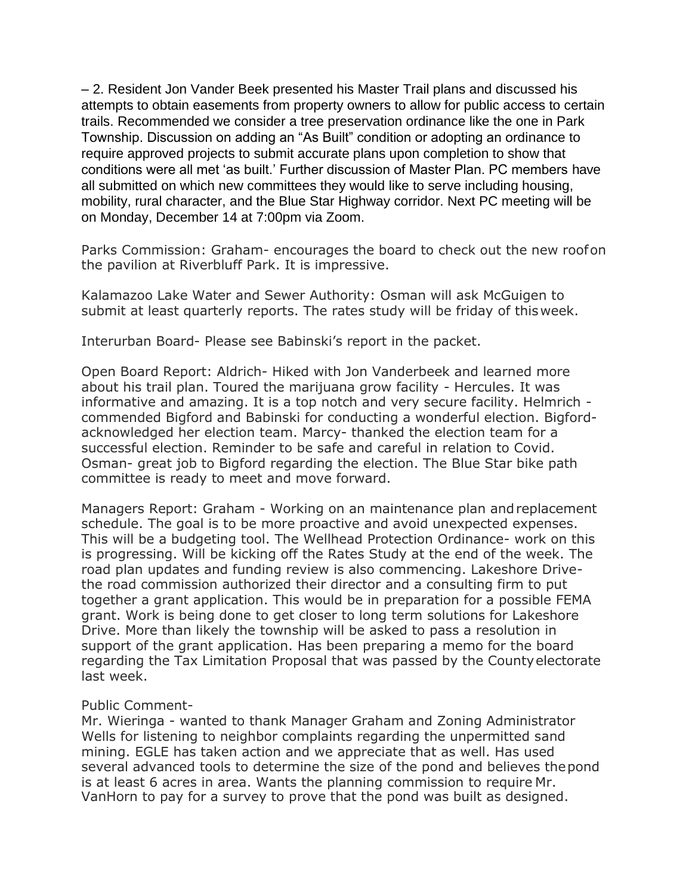– 2. Resident Jon Vander Beek presented his Master Trail plans and discussed his attempts to obtain easements from property owners to allow for public access to certain trails. Recommended we consider a tree preservation ordinance like the one in Park Township. Discussion on adding an "As Built" condition or adopting an ordinance to require approved projects to submit accurate plans upon completion to show that conditions were all met 'as built.' Further discussion of Master Plan. PC members have all submitted on which new committees they would like to serve including housing, mobility, rural character, and the Blue Star Highway corridor. Next PC meeting will be on Monday, December 14 at 7:00pm via Zoom.

Parks Commission: Graham- encourages the board to check out the new roof on the pavilion at Riverbluff Park. It is impressive.

Kalamazoo Lake Water and Sewer Authority: Osman will ask McGuigen to submit at least quarterly reports. The rates study will be friday of this week.

Interurban Board- Please see Babinski's report in the packet.

Open Board Report: Aldrich- Hiked with Jon Vanderbeek and learned more about his trail plan. Toured the marijuana grow facility - Hercules. It was informative and amazing. It is a top notch and very secure facility. Helmrich - commended Bigford and Babinski for conducting a wonderful election. Bigford- acknowledged her election team. Marcy- thanked the election team for a successful election. Reminder to be safe and careful in relation to Covid. Osman- great job to Bigford regarding the election. The Blue Star bike path committee is ready to meet and move forward.

Managers Report: Graham - Working on an maintenance plan and replacement schedule. The goal is to be more proactive and avoid unexpected expenses. This will be a budgeting tool. The Wellhead Protection Ordinance- work on this is progressing. Will be kicking off the Rates Study at the end of the week. The road plan updates and funding review is also commencing. Lakeshore Drive- the road commission authorized their director and a consulting firm to put together a grant application. This would be in preparation for a possible FEMA grant. Work is being done to get closer to long term solutions for Lakeshore Drive. More than likely the township will be asked to pass a resolution in support of the grant application. Has been preparing a memo for the board regarding the Tax Limitation Proposal that was passed by the County electorate last week.

Public Comment-
Mr. Wieringa - wanted to thank Manager Graham and Zoning Administrator Wells for listening to neighbor complaints regarding the unpermitted sand mining. EGLE has taken action and we appreciate that as well. Has used several advanced tools to determine the size of the pond and believes the pond is at least 6 acres in area. Wants the planning commission to require Mr. VanHorn to pay for a survey to prove that the pond was built as designed.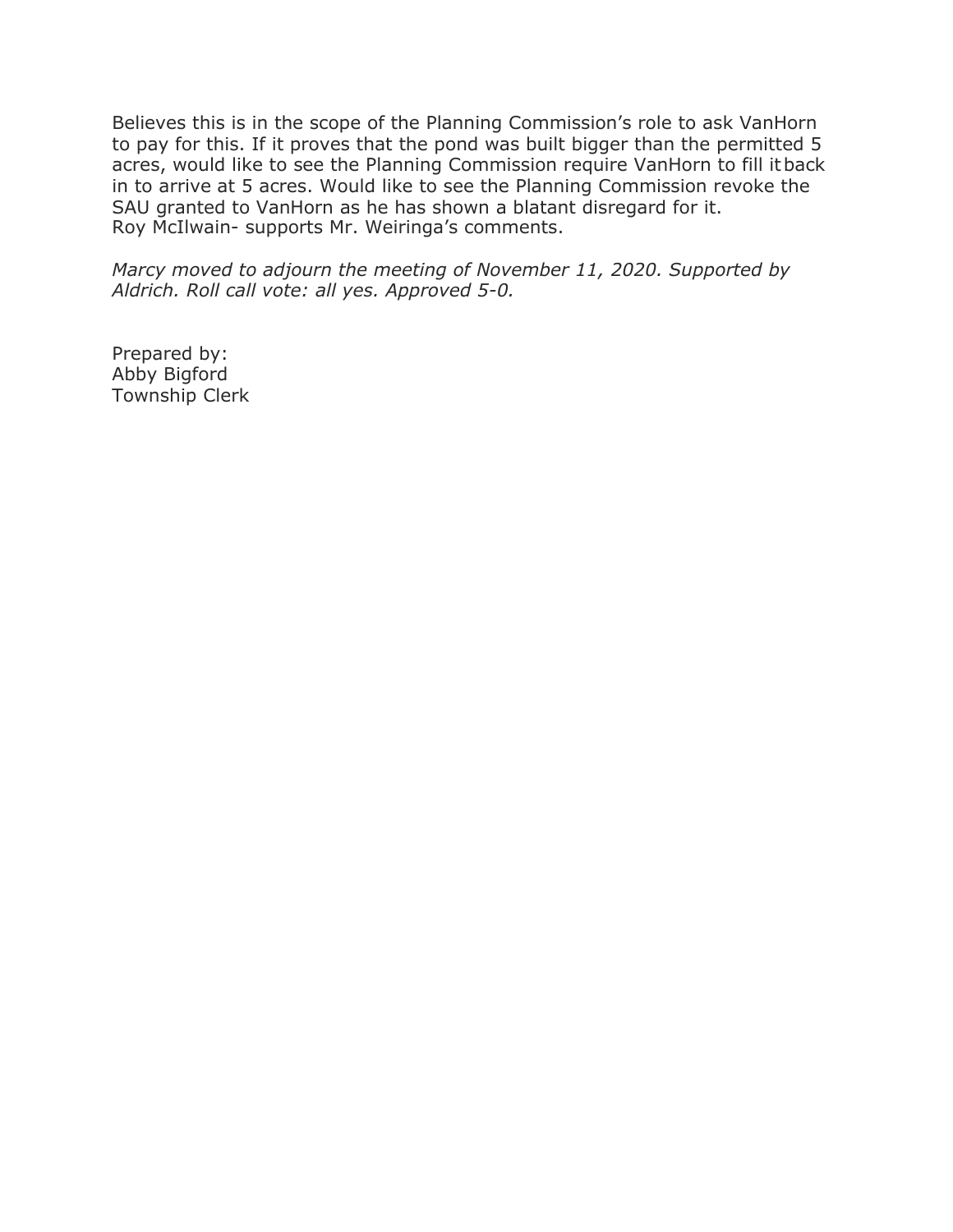Believes this is in the scope of the Planning Commission's role to ask VanHorn to pay for this. If it proves that the pond was built bigger than the permitted 5 acres, would like to see the Planning Commission require VanHorn to fill it back in to arrive at 5 acres. Would like to see the Planning Commission revoke the SAU granted to VanHorn as he has shown a blatant disregard for it.
Roy McIlwain- supports Mr. Weiringa's comments.

*Marcy moved to adjourn the meeting of November 11, 2020. Supported by Aldrich. Roll call vote: all yes. Approved 5-0.*

Prepared by:
Abby Bigford
Township Clerk